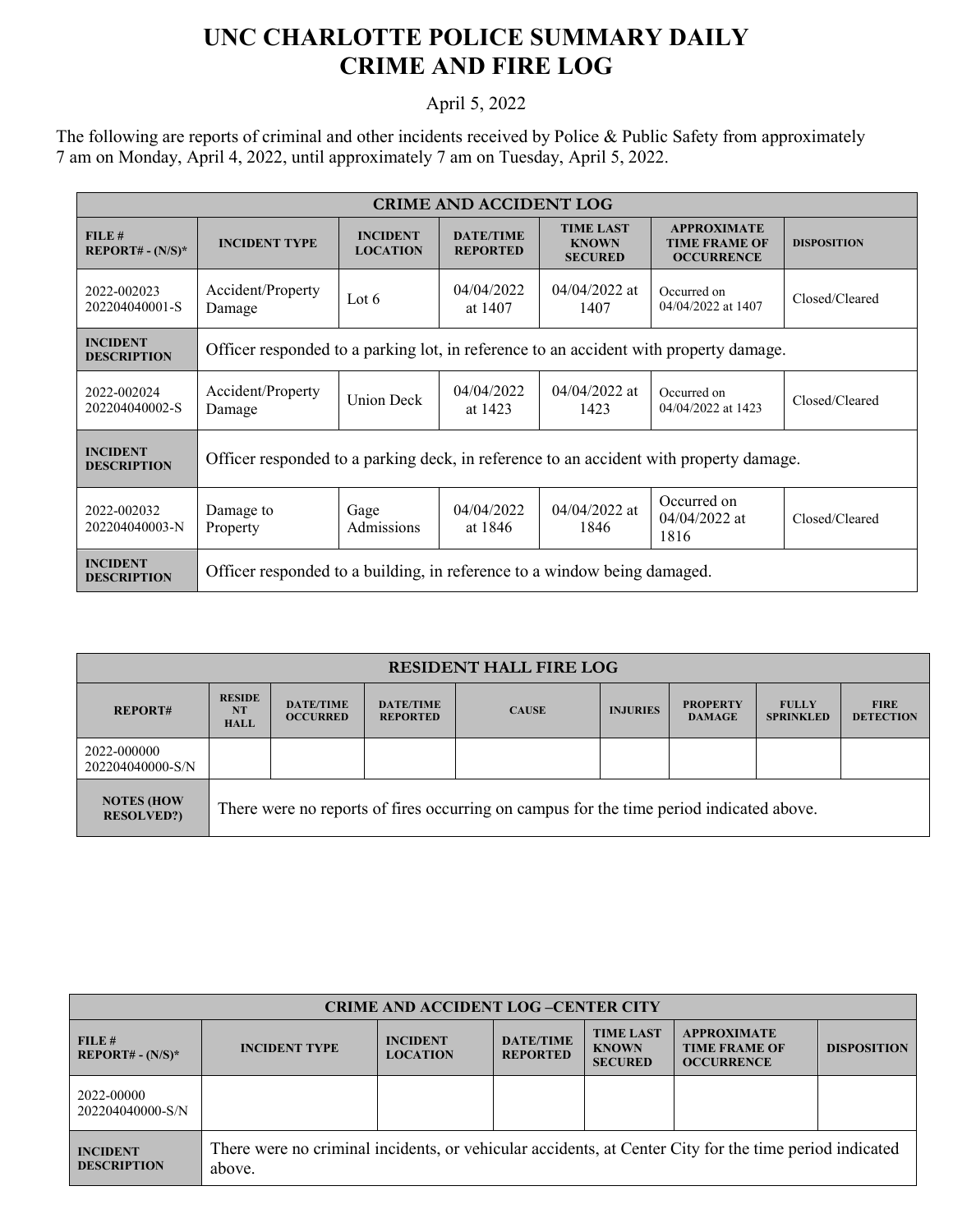# UNC CHARLOTTE POLICE SUMMARY DAILY CRIME AND FIRE LOG

April 5, 2022

The following are reports of criminal and other incidents received by Police & Public Safety from approximately 7 am on Monday, April 4, 2022, until approximately 7 am on Tuesday, April 5, 2022.

| CRIME AND ACCIDENT LOG | | | | | | |
|---|---|---|---|---|---|---|
| **FILE # REPORT# - (N/S)*** | **INCIDENT TYPE** | **INCIDENT LOCATION** | **DATE/TIME REPORTED** | **TIME LAST KNOWN SECURED** | **APPROXIMATE TIME FRAME OF OCCURRENCE** | **DISPOSITION** |
| 2022-002023 202204040001-S | Accident/Property Damage | Lot 6 | 04/04/2022 at 1407 | 04/04/2022 at 1407 | Occurred on 04/04/2022 at 1407 | Closed/Cleared |
| **INCIDENT DESCRIPTION** | Officer responded to a parking lot, in reference to an accident with property damage. | | | | | |
| 2022-002024 202204040002-S | Accident/Property Damage | Union Deck | 04/04/2022 at 1423 | 04/04/2022 at 1423 | Occurred on 04/04/2022 at 1423 | Closed/Cleared |
| **INCIDENT DESCRIPTION** | Officer responded to a parking deck, in reference to an accident with property damage. | | | | | |
| 2022-002032 202204040003-N | Damage to Property | Gage Admissions | 04/04/2022 at 1846 | 04/04/2022 at 1846 | Occurred on 04/04/2022 at 1816 | Closed/Cleared |
| **INCIDENT DESCRIPTION** | Officer responded to a building, in reference to a window being damaged. | | | | | |

| RESIDENT HALL FIRE LOG | | | | | | | | |
|---|---|---|---|---|---|---|---|---|
| **REPORT#** | **RESIDENT HALL** | **DATE/TIME OCCURRED** | **DATE/TIME REPORTED** | **CAUSE** | **INJURIES** | **PROPERTY DAMAGE** | **FULLY SPRINKLED** | **FIRE DETECTION** |
| 2022-000000 202204040000-S/N | | | | | | | | |
| **NOTES (HOW RESOLVED?)** | There were no reports of fires occurring on campus for the time period indicated above. | | | | | | | |

| CRIME AND ACCIDENT LOG –CENTER CITY | | | | | | |
|---|---|---|---|---|---|---|
| **FILE # REPORT# - (N/S)*** | **INCIDENT TYPE** | **INCIDENT LOCATION** | **DATE/TIME REPORTED** | **TIME LAST KNOWN SECURED** | **APPROXIMATE TIME FRAME OF OCCURRENCE** | **DISPOSITION** |
| 2022-00000 202204040000-S/N | | | | | | |
| **INCIDENT DESCRIPTION** | There were no criminal incidents, or vehicular accidents, at Center City for the time period indicated above. | | | | | |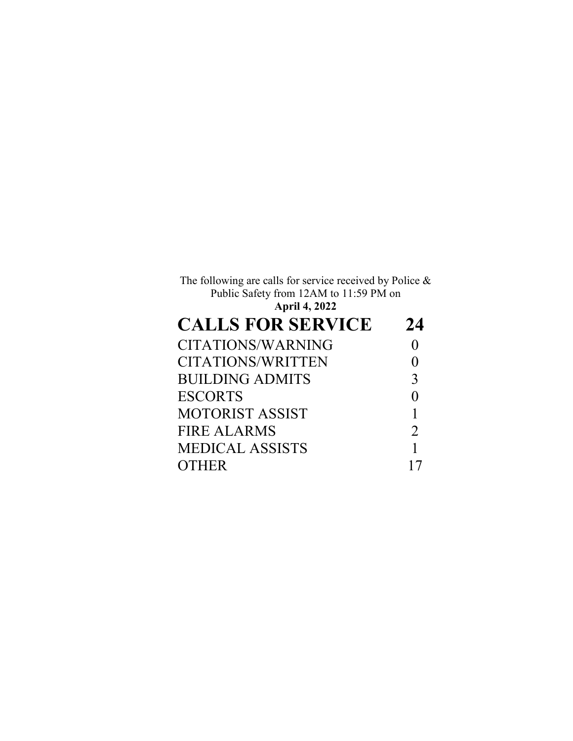The following are calls for service received by Police & Public Safety from 12AM to 11:59 PM on

**April 4, 2022**

| | |
|---|---|
| **CALLS FOR SERVICE** | **24** |
| CITATIONS/WARNING | 0 |
| CITATIONS/WRITTEN | 0 |
| BUILDING ADMITS | 3 |
| ESCORTS | 0 |
| MOTORIST ASSIST | 1 |
| FIRE ALARMS | 2 |
| MEDICAL ASSISTS | 1 |
| OTHER | 17 |